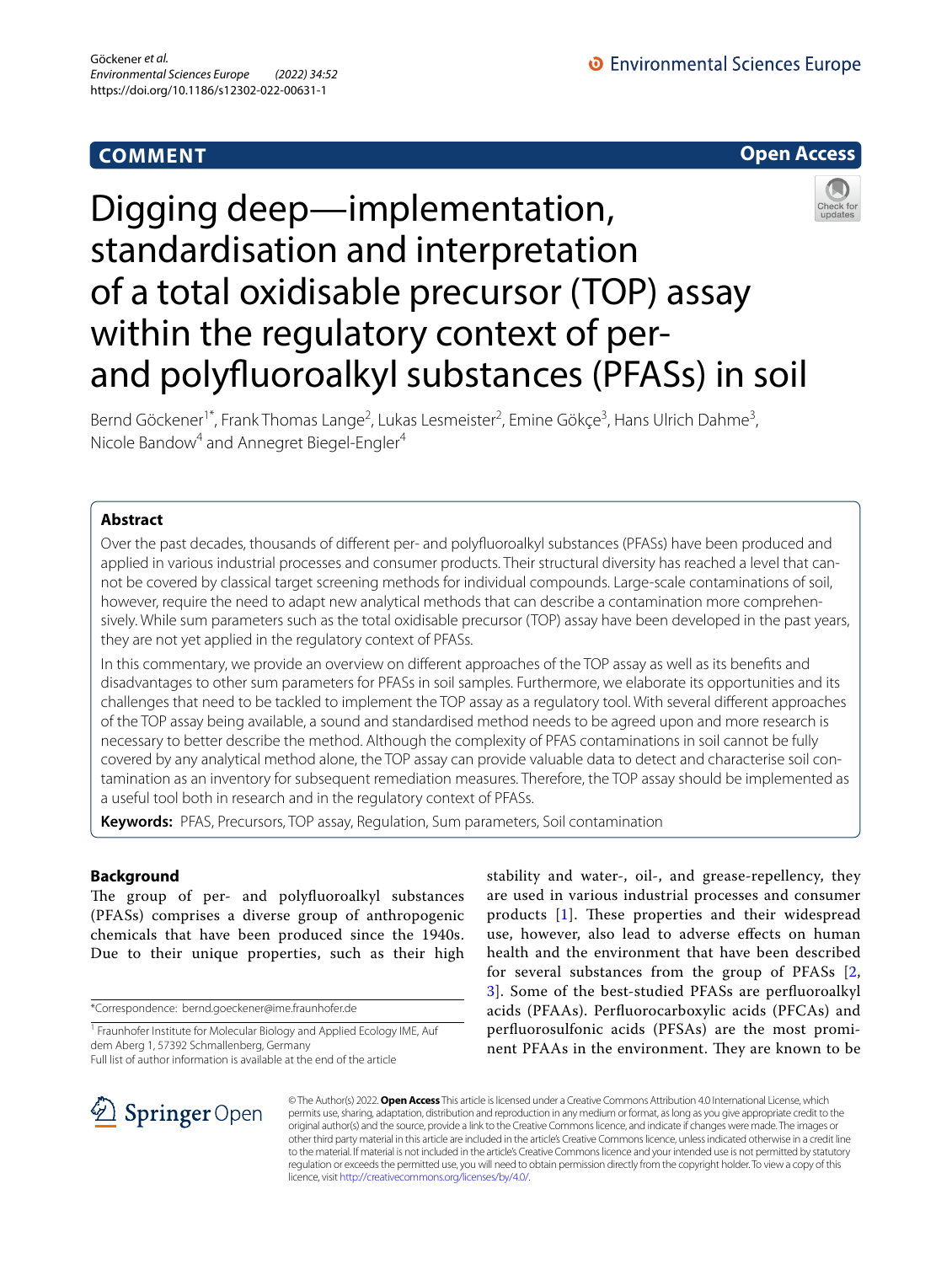COMMENT

Open Access

# Digging deep—implementation, standardisation and interpretation of a total oxidisable precursor (TOP) assay within the regulatory context of per- and polyfluoroalkyl substances (PFASs) in soil

Bernd Göckener[1*], Frank Thomas Lange[2], Lukas Lesmeister[2], Emine Gökçe[3], Hans Ulrich Dahme[3], Nicole Bandow[4] and Annegret Biegel-Engler[4]

## Abstract

Over the past decades, thousands of different per- and polyfluoroalkyl substances (PFASs) have been produced and applied in various industrial processes and consumer products. Their structural diversity has reached a level that cannot be covered by classical target screening methods for individual compounds. Large-scale contaminations of soil, however, require the need to adapt new analytical methods that can describe a contamination more comprehensively. While sum parameters such as the total oxidisable precursor (TOP) assay have been developed in the past years, they are not yet applied in the regulatory context of PFASs.

In this commentary, we provide an overview on different approaches of the TOP assay as well as its benefits and disadvantages to other sum parameters for PFASs in soil samples. Furthermore, we elaborate its opportunities and its challenges that need to be tackled to implement the TOP assay as a regulatory tool. With several different approaches of the TOP assay being available, a sound and standardised method needs to be agreed upon and more research is necessary to better describe the method. Although the complexity of PFAS contaminations in soil cannot be fully covered by any analytical method alone, the TOP assay can provide valuable data to detect and characterise soil contamination as an inventory for subsequent remediation measures. Therefore, the TOP assay should be implemented as a useful tool both in research and in the regulatory context of PFASs.

**Keywords:** PFAS, Precursors, TOP assay, Regulation, Sum parameters, Soil contamination

## Background

The group of per- and polyfluoroalkyl substances (PFASs) comprises a diverse group of anthropogenic chemicals that have been produced since the 1940s. Due to their unique properties, such as their high stability and water-, oil-, and grease-repellency, they are used in various industrial processes and consumer products [1]. These properties and their widespread use, however, also lead to adverse effects on human health and the environment that have been described for several substances from the group of PFASs [2, 3]. Some of the best-studied PFASs are perfluoroalkyl acids (PFAAs). Perfluorocarboxylic acids (PFCAs) and perfluorosulfonic acids (PFSAs) are the most prominent PFAAs in the environment. They are known to be

*Correspondence: bernd.goeckener@ime.fraunhofer.de

[1] Fraunhofer Institute for Molecular Biology and Applied Ecology IME, Auf dem Aberg 1, 57392 Schmallenberg, Germany

Full list of author information is available at the end of the article

© The Author(s) 2022. **Open Access** This article is licensed under a Creative Commons Attribution 4.0 International License, which permits use, sharing, adaptation, distribution and reproduction in any medium or format, as long as you give appropriate credit to the original author(s) and the source, provide a link to the Creative Commons licence, and indicate if changes were made. The images or other third party material in this article are included in the article's Creative Commons licence, unless indicated otherwise in a credit line to the material. If material is not included in the article's Creative Commons licence and your intended use is not permitted by statutory regulation or exceeds the permitted use, you will need to obtain permission directly from the copyright holder. To view a copy of this licence, visit http://creativecommons.org/licenses/by/4.0/.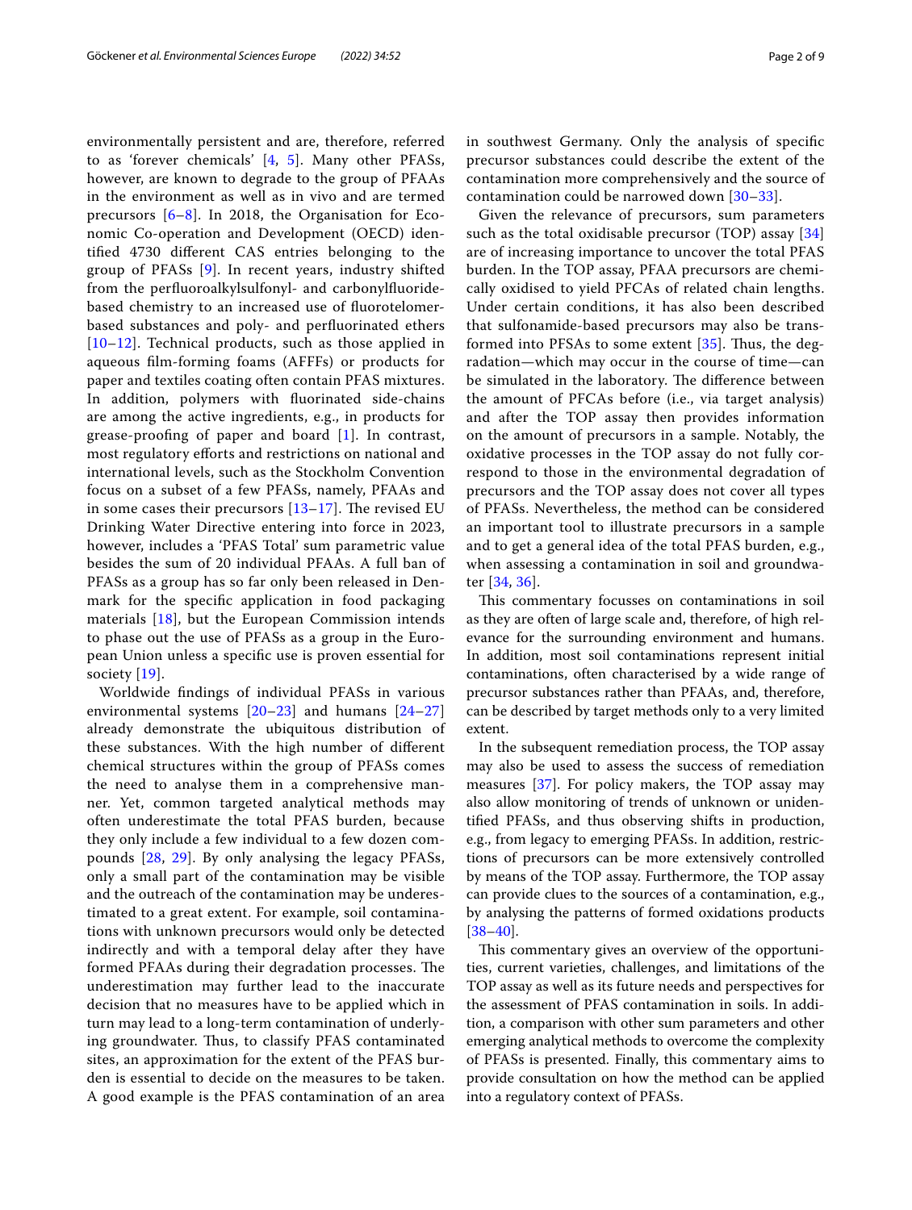environmentally persistent and are, therefore, referred to as 'forever chemicals' [4, 5]. Many other PFASs, however, are known to degrade to the group of PFAAs in the environment as well as in vivo and are termed precursors [6–8]. In 2018, the Organisation for Economic Co-operation and Development (OECD) identified 4730 different CAS entries belonging to the group of PFASs [9]. In recent years, industry shifted from the perfluoroalkylsulfonyl- and carbonylfluoride-based chemistry to an increased use of fluorotelomer-based substances and poly- and perfluorinated ethers [10–12]. Technical products, such as those applied in aqueous film-forming foams (AFFFs) or products for paper and textiles coating often contain PFAS mixtures. In addition, polymers with fluorinated side-chains are among the active ingredients, e.g., in products for grease-proofing of paper and board [1]. In contrast, most regulatory efforts and restrictions on national and international levels, such as the Stockholm Convention focus on a subset of a few PFASs, namely, PFAAs and in some cases their precursors [13–17]. The revised EU Drinking Water Directive entering into force in 2023, however, includes a 'PFAS Total' sum parametric value besides the sum of 20 individual PFAAs. A full ban of PFASs as a group has so far only been released in Denmark for the specific application in food packaging materials [18], but the European Commission intends to phase out the use of PFASs as a group in the European Union unless a specific use is proven essential for society [19].

Worldwide findings of individual PFASs in various environmental systems [20–23] and humans [24–27] already demonstrate the ubiquitous distribution of these substances. With the high number of different chemical structures within the group of PFASs comes the need to analyse them in a comprehensive manner. Yet, common targeted analytical methods may often underestimate the total PFAS burden, because they only include a few individual to a few dozen compounds [28, 29]. By only analysing the legacy PFASs, only a small part of the contamination may be visible and the outreach of the contamination may be underestimated to a great extent. For example, soil contaminations with unknown precursors would only be detected indirectly and with a temporal delay after they have formed PFAAs during their degradation processes. The underestimation may further lead to the inaccurate decision that no measures have to be applied which in turn may lead to a long-term contamination of underlying groundwater. Thus, to classify PFAS contaminated sites, an approximation for the extent of the PFAS burden is essential to decide on the measures to be taken. A good example is the PFAS contamination of an area in southwest Germany. Only the analysis of specific precursor substances could describe the extent of the contamination more comprehensively and the source of contamination could be narrowed down [30–33].

Given the relevance of precursors, sum parameters such as the total oxidisable precursor (TOP) assay [34] are of increasing importance to uncover the total PFAS burden. In the TOP assay, PFAA precursors are chemically oxidised to yield PFCAs of related chain lengths. Under certain conditions, it has also been described that sulfonamide-based precursors may also be transformed into PFSAs to some extent [35]. Thus, the degradation—which may occur in the course of time—can be simulated in the laboratory. The difference between the amount of PFCAs before (i.e., via target analysis) and after the TOP assay then provides information on the amount of precursors in a sample. Notably, the oxidative processes in the TOP assay do not fully correspond to those in the environmental degradation of precursors and the TOP assay does not cover all types of PFASs. Nevertheless, the method can be considered an important tool to illustrate precursors in a sample and to get a general idea of the total PFAS burden, e.g., when assessing a contamination in soil and groundwater [34, 36].

This commentary focusses on contaminations in soil as they are often of large scale and, therefore, of high relevance for the surrounding environment and humans. In addition, most soil contaminations represent initial contaminations, often characterised by a wide range of precursor substances rather than PFAAs, and, therefore, can be described by target methods only to a very limited extent.

In the subsequent remediation process, the TOP assay may also be used to assess the success of remediation measures [37]. For policy makers, the TOP assay may also allow monitoring of trends of unknown or unidentified PFASs, and thus observing shifts in production, e.g., from legacy to emerging PFASs. In addition, restrictions of precursors can be more extensively controlled by means of the TOP assay. Furthermore, the TOP assay can provide clues to the sources of a contamination, e.g., by analysing the patterns of formed oxidations products [38–40].

This commentary gives an overview of the opportunities, current varieties, challenges, and limitations of the TOP assay as well as its future needs and perspectives for the assessment of PFAS contamination in soils. In addition, a comparison with other sum parameters and other emerging analytical methods to overcome the complexity of PFASs is presented. Finally, this commentary aims to provide consultation on how the method can be applied into a regulatory context of PFASs.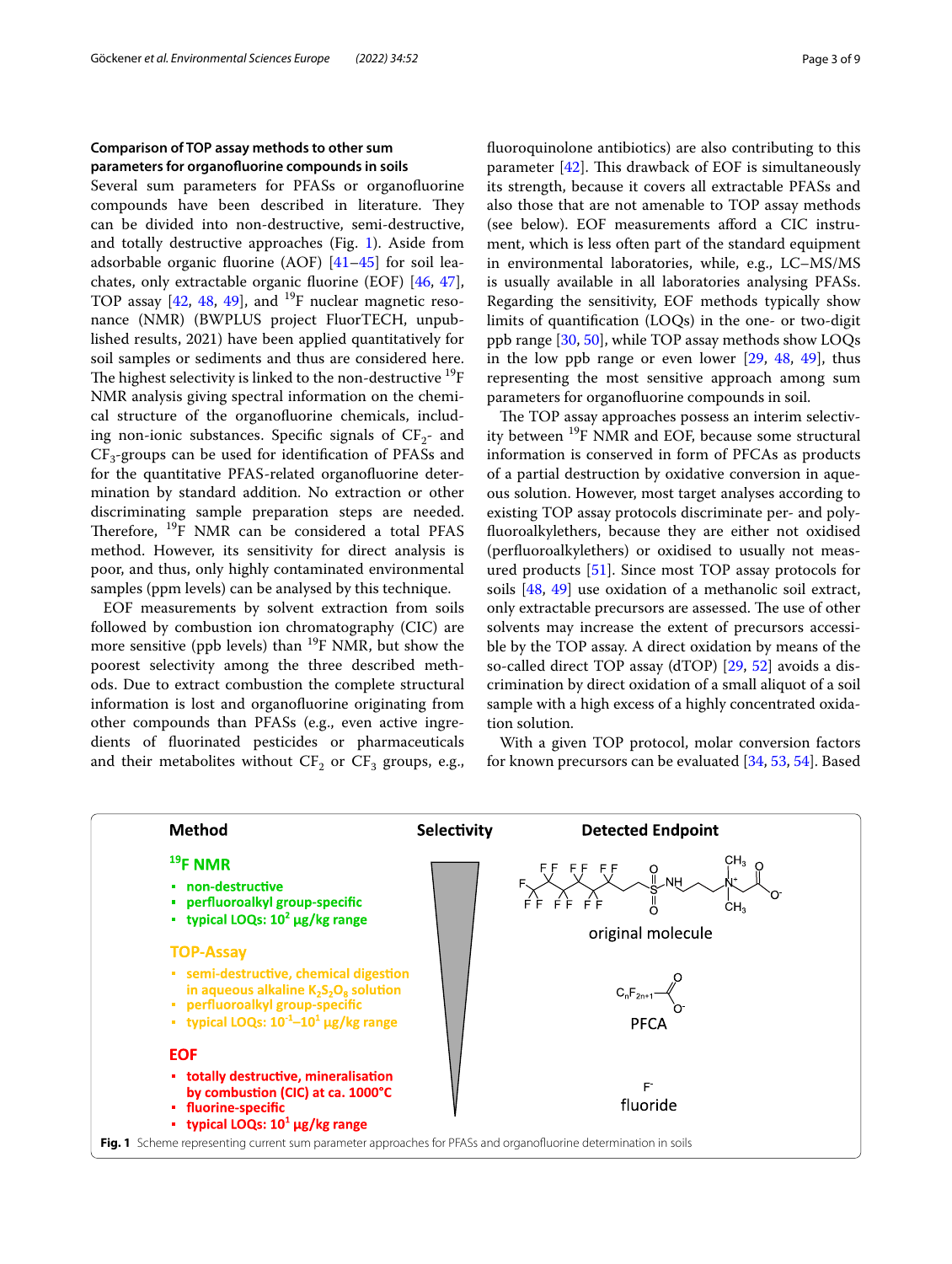### Comparison of TOP assay methods to other sum parameters for organofluorine compounds in soils

Several sum parameters for PFASs or organofluorine compounds have been described in literature. They can be divided into non-destructive, semi-destructive, and totally destructive approaches (Fig. 1). Aside from adsorbable organic fluorine (AOF) [41–45] for soil leachates, only extractable organic fluorine (EOF) [46, 47], TOP assay [42, 48, 49], and $^{19}$F nuclear magnetic resonance (NMR) (BWPLUS project FluorTECH, unpublished results, 2021) have been applied quantitatively for soil samples or sediments and thus are considered here. The highest selectivity is linked to the non-destructive $^{19}$F NMR analysis giving spectral information on the chemical structure of the organofluorine chemicals, including non-ionic substances. Specific signals of $CF_2$- and $CF_3$-groups can be used for identification of PFASs and for the quantitative PFAS-related organofluorine determination by standard addition. No extraction or other discriminating sample preparation steps are needed. Therefore, $^{19}$F NMR can be considered a total PFAS method. However, its sensitivity for direct analysis is poor, and thus, only highly contaminated environmental samples (ppm levels) can be analysed by this technique.

EOF measurements by solvent extraction from soils followed by combustion ion chromatography (CIC) are more sensitive (ppb levels) than $^{19}$F NMR, but show the poorest selectivity among the three described methods. Due to extract combustion the complete structural information is lost and organofluorine originating from other compounds than PFASs (e.g., even active ingredients of fluorinated pesticides or pharmaceuticals and their metabolites without $CF_2$ or $CF_3$ groups, e.g., fluoroquinolone antibiotics) are also contributing to this parameter [42]. This drawback of EOF is simultaneously its strength, because it covers all extractable PFASs and also those that are not amenable to TOP assay methods (see below). EOF measurements afford a CIC instrument, which is less often part of the standard equipment in environmental laboratories, while, e.g., LC–MS/MS is usually available in all laboratories analysing PFASs. Regarding the sensitivity, EOF methods typically show limits of quantification (LOQs) in the one- or two-digit ppb range [30, 50], while TOP assay methods show LOQs in the low ppb range or even lower [29, 48, 49], thus representing the most sensitive approach among sum parameters for organofluorine compounds in soil.

The TOP assay approaches possess an interim selectivity between $^{19}$F NMR and EOF, because some structural information is conserved in form of PFCAs as products of a partial destruction by oxidative conversion in aqueous solution. However, most target analyses according to existing TOP assay protocols discriminate per- and polyfluoroalkylethers, because they are either not oxidised (perfluoroalkylethers) or oxidised to usually not measured products [51]. Since most TOP assay protocols for soils [48, 49] use oxidation of a methanolic soil extract, only extractable precursors are assessed. The use of other solvents may increase the extent of precursors accessible by the TOP assay. A direct oxidation by means of the so-called direct TOP assay (dTOP) [29, 52] avoids a discrimination by direct oxidation of a small aliquot of a soil sample with a high excess of a highly concentrated oxidation solution.

With a given TOP protocol, molar conversion factors for known precursors can be evaluated [34, 53, 54]. Based

| Method | Selectivity | Detected Endpoint |
| --- | --- | --- |
| **$^{19}$F NMR**<br>▪ non-destructive<br>▪ perfluoroalkyl group-specific<br>▪ typical LOQs: $10^2$ µg/kg range | (highest) | original molecule |
| **TOP-Assay**<br>▪ semi-destructive, chemical digestion in aqueous alkaline $K_2S_2O_8$ solution<br>▪ perfluoroalkyl group-specific<br>▪ typical LOQs: $10^{-1}$–$10^1$ µg/kg range | | PFCA ($C_nF_{2n+1}COO^-$) |
| **EOF**<br>▪ totally destructive, mineralisation by combustion (CIC) at ca. 1000°C<br>▪ fluorine-specific<br>▪ typical LOQs: $10^1$ µg/kg range | (lowest) | fluoride ($F^-$) |

**Fig. 1** Scheme representing current sum parameter approaches for PFASs and organofluorine determination in soils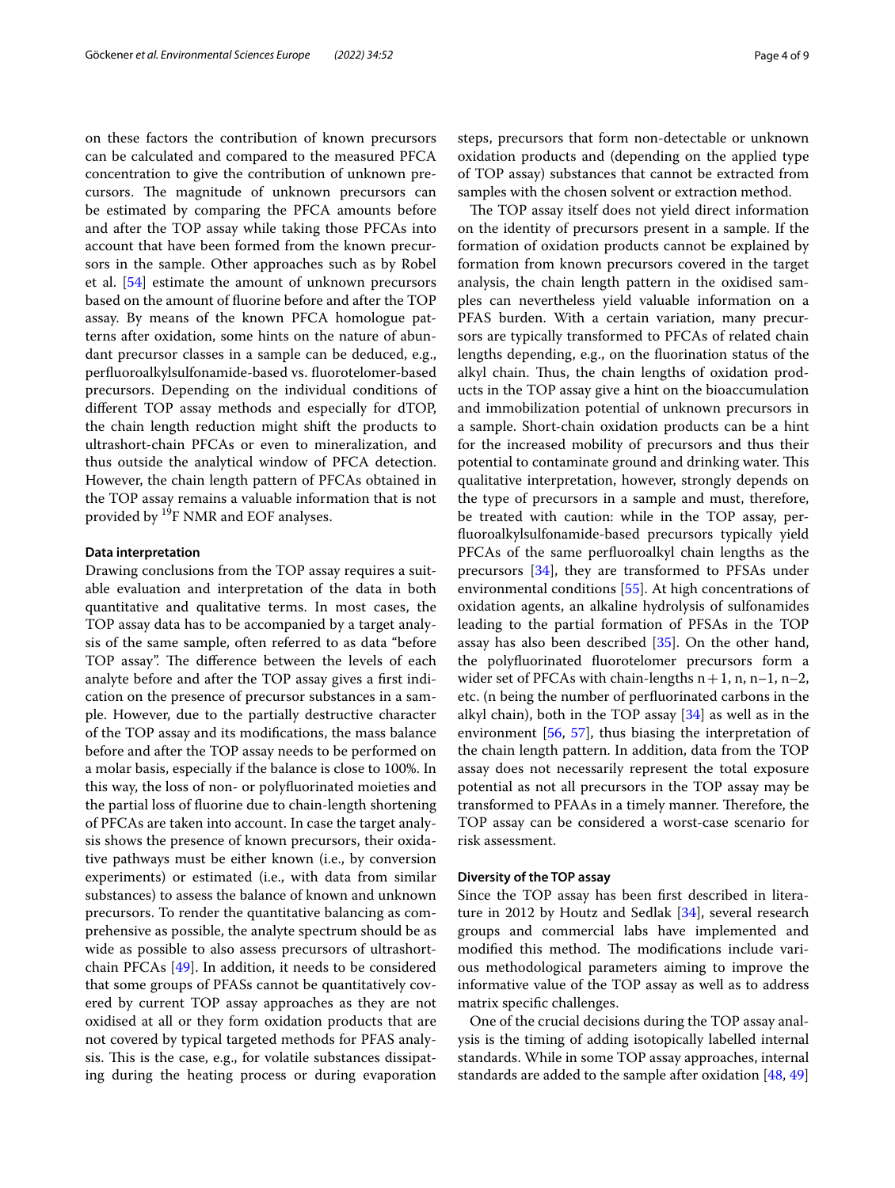on these factors the contribution of known precursors can be calculated and compared to the measured PFCA concentration to give the contribution of unknown precursors. The magnitude of unknown precursors can be estimated by comparing the PFCA amounts before and after the TOP assay while taking those PFCAs into account that have been formed from the known precursors in the sample. Other approaches such as by Robel et al. [54] estimate the amount of unknown precursors based on the amount of fluorine before and after the TOP assay. By means of the known PFCA homologue patterns after oxidation, some hints on the nature of abundant precursor classes in a sample can be deduced, e.g., perfluoroalkylsulfonamide-based vs. fluorotelomer-based precursors. Depending on the individual conditions of different TOP assay methods and especially for dTOP, the chain length reduction might shift the products to ultrashort-chain PFCAs or even to mineralization, and thus outside the analytical window of PFCA detection. However, the chain length pattern of PFCAs obtained in the TOP assay remains a valuable information that is not provided by $^{19}$F NMR and EOF analyses.

#### Data interpretation

Drawing conclusions from the TOP assay requires a suitable evaluation and interpretation of the data in both quantitative and qualitative terms. In most cases, the TOP assay data has to be accompanied by a target analysis of the same sample, often referred to as data "before TOP assay". The difference between the levels of each analyte before and after the TOP assay gives a first indication on the presence of precursor substances in a sample. However, due to the partially destructive character of the TOP assay and its modifications, the mass balance before and after the TOP assay needs to be performed on a molar basis, especially if the balance is close to 100%. In this way, the loss of non- or polyfluorinated moieties and the partial loss of fluorine due to chain-length shortening of PFCAs are taken into account. In case the target analysis shows the presence of known precursors, their oxidative pathways must be either known (i.e., by conversion experiments) or estimated (i.e., with data from similar substances) to assess the balance of known and unknown precursors. To render the quantitative balancing as comprehensive as possible, the analyte spectrum should be as wide as possible to also assess precursors of ultrashort-chain PFCAs [49]. In addition, it needs to be considered that some groups of PFASs cannot be quantitatively covered by current TOP assay approaches as they are not oxidised at all or they form oxidation products that are not covered by typical targeted methods for PFAS analysis. This is the case, e.g., for volatile substances dissipating during the heating process or during evaporation steps, precursors that form non-detectable or unknown oxidation products and (depending on the applied type of TOP assay) substances that cannot be extracted from samples with the chosen solvent or extraction method.

The TOP assay itself does not yield direct information on the identity of precursors present in a sample. If the formation of oxidation products cannot be explained by formation from known precursors covered in the target analysis, the chain length pattern in the oxidised samples can nevertheless yield valuable information on a PFAS burden. With a certain variation, many precursors are typically transformed to PFCAs of related chain lengths depending, e.g., on the fluorination status of the alkyl chain. Thus, the chain lengths of oxidation products in the TOP assay give a hint on the bioaccumulation and immobilization potential of unknown precursors in a sample. Short-chain oxidation products can be a hint for the increased mobility of precursors and thus their potential to contaminate ground and drinking water. This qualitative interpretation, however, strongly depends on the type of precursors in a sample and must, therefore, be treated with caution: while in the TOP assay, perfluoroalkylsulfonamide-based precursors typically yield PFCAs of the same perfluoroalkyl chain lengths as the precursors [34], they are transformed to PFSAs under environmental conditions [55]. At high concentrations of oxidation agents, an alkaline hydrolysis of sulfonamides leading to the partial formation of PFSAs in the TOP assay has also been described [35]. On the other hand, the polyfluorinated fluorotelomer precursors form a wider set of PFCAs with chain-lengths $n+1$, n, $n-1$, $n-2$, etc. (n being the number of perfluorinated carbons in the alkyl chain), both in the TOP assay [34] as well as in the environment [56, 57], thus biasing the interpretation of the chain length pattern. In addition, data from the TOP assay does not necessarily represent the total exposure potential as not all precursors in the TOP assay may be transformed to PFAAs in a timely manner. Therefore, the TOP assay can be considered a worst-case scenario for risk assessment.

#### Diversity of the TOP assay

Since the TOP assay has been first described in literature in 2012 by Houtz and Sedlak [34], several research groups and commercial labs have implemented and modified this method. The modifications include various methodological parameters aiming to improve the informative value of the TOP assay as well as to address matrix specific challenges.

One of the crucial decisions during the TOP assay analysis is the timing of adding isotopically labelled internal standards. While in some TOP assay approaches, internal standards are added to the sample after oxidation [48, 49]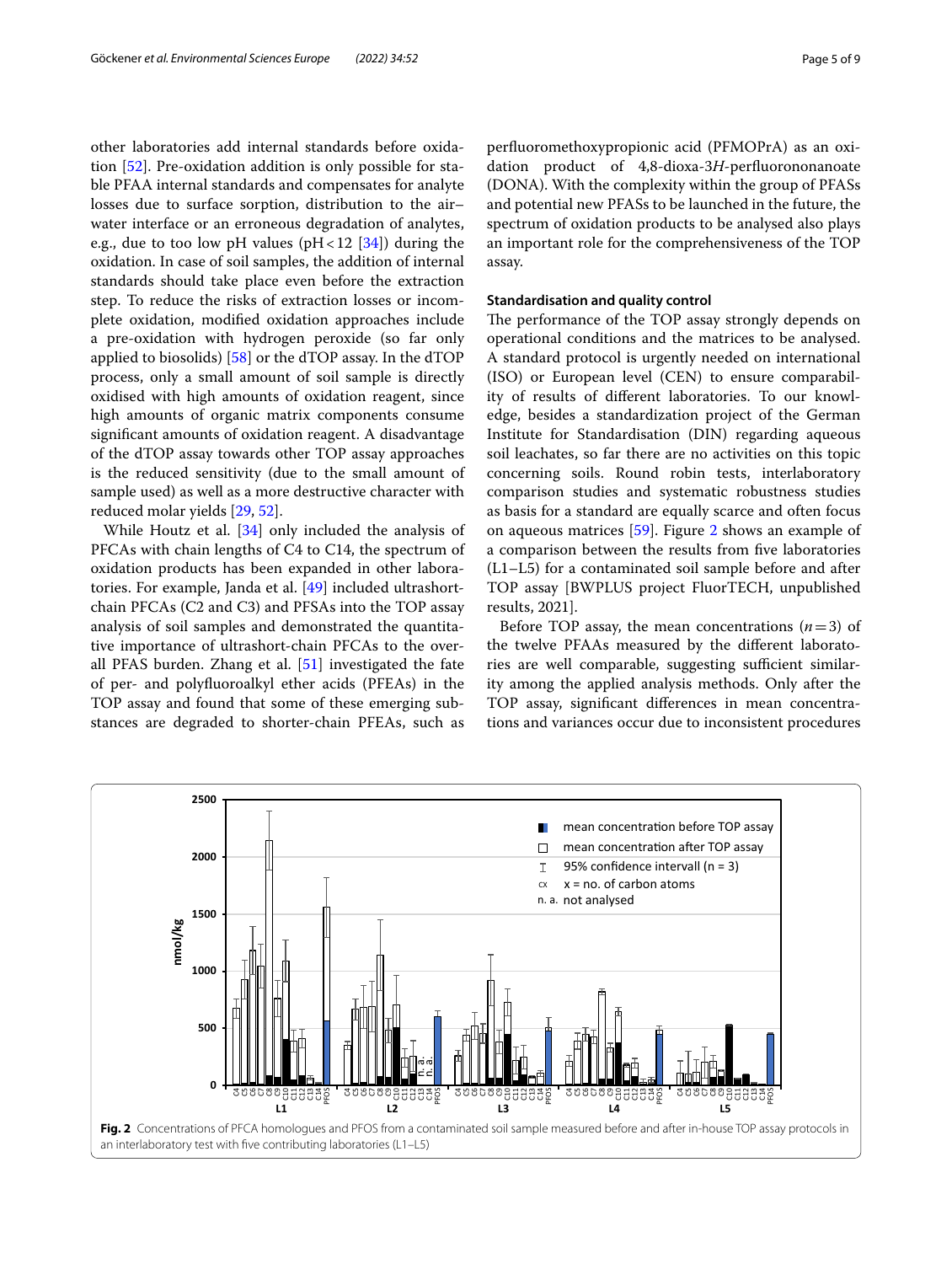other laboratories add internal standards before oxidation [52]. Pre-oxidation addition is only possible for stable PFAA internal standards and compensates for analyte losses due to surface sorption, distribution to the air–water interface or an erroneous degradation of analytes, e.g., due to too low pH values (pH < 12 [34]) during the oxidation. In case of soil samples, the addition of internal standards should take place even before the extraction step. To reduce the risks of extraction losses or incomplete oxidation, modified oxidation approaches include a pre-oxidation with hydrogen peroxide (so far only applied to biosolids) [58] or the dTOP assay. In the dTOP process, only a small amount of soil sample is directly oxidised with high amounts of oxidation reagent, since high amounts of organic matrix components consume significant amounts of oxidation reagent. A disadvantage of the dTOP assay towards other TOP assay approaches is the reduced sensitivity (due to the small amount of sample used) as well as a more destructive character with reduced molar yields [29, 52].

While Houtz et al. [34] only included the analysis of PFCAs with chain lengths of C4 to C14, the spectrum of oxidation products has been expanded in other laboratories. For example, Janda et al. [49] included ultrashort-chain PFCAs (C2 and C3) and PFSAs into the TOP assay analysis of soil samples and demonstrated the quantitative importance of ultrashort-chain PFCAs to the overall PFAS burden. Zhang et al. [51] investigated the fate of per- and polyfluoroalkyl ether acids (PFEAs) in the TOP assay and found that some of these emerging substances are degraded to shorter-chain PFEAs, such as perfluoromethoxypropionic acid (PFMOPrA) as an oxidation product of 4,8-dioxa-3*H*-perfluorononanoate (DONA). With the complexity within the group of PFASs and potential new PFASs to be launched in the future, the spectrum of oxidation products to be analysed also plays an important role for the comprehensiveness of the TOP assay.

#### Standardisation and quality control

The performance of the TOP assay strongly depends on operational conditions and the matrices to be analysed. A standard protocol is urgently needed on international (ISO) or European level (CEN) to ensure comparability of results of different laboratories. To our knowledge, besides a standardization project of the German Institute for Standardisation (DIN) regarding aqueous soil leachates, so far there are no activities on this topic concerning soils. Round robin tests, interlaboratory comparison studies and systematic robustness studies as basis for a standard are equally scarce and often focus on aqueous matrices [59]. Figure 2 shows an example of a comparison between the results from five laboratories (L1–L5) for a contaminated soil sample before and after TOP assay [BWPLUS project FluorTECH, unpublished results, 2021].

Before TOP assay, the mean concentrations ($n = 3$) of the twelve PFAAs measured by the different laboratories are well comparable, suggesting sufficient similarity among the applied analysis methods. Only after the TOP assay, significant differences in mean concentrations and variances occur due to inconsistent procedures

**Fig. 2** Concentrations of PFCA homologues and PFOS from a contaminated soil sample measured before and after in-house TOP assay protocols in an interlaboratory test with five contributing laboratories (L1–L5)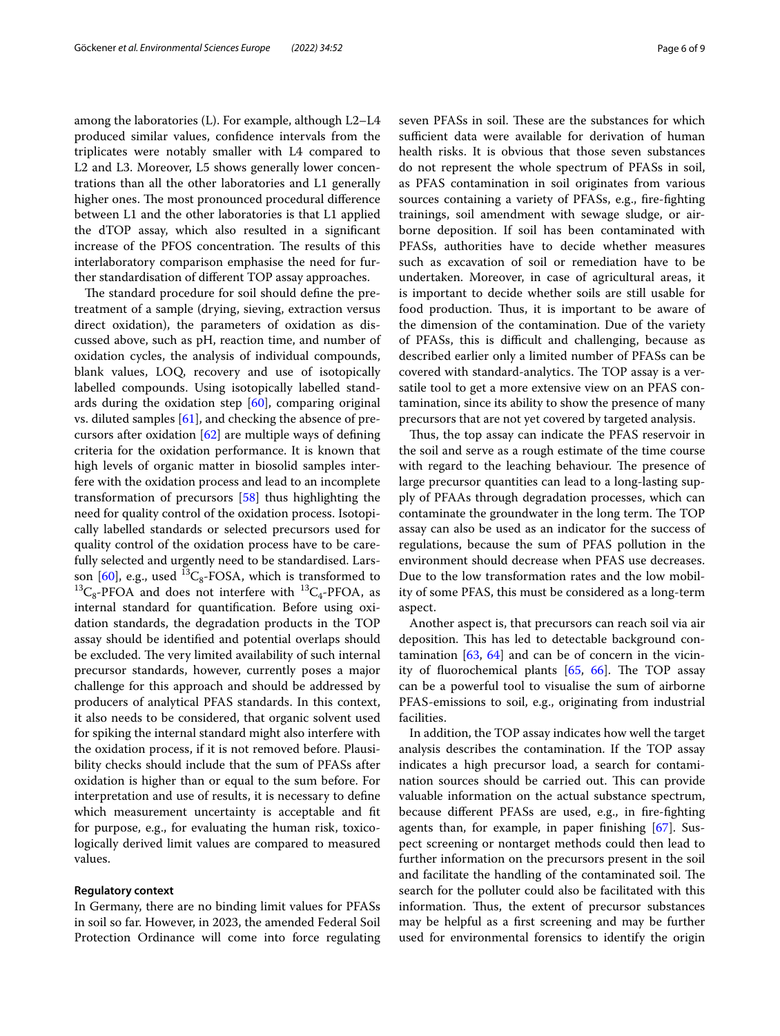among the laboratories (L). For example, although L2–L4 produced similar values, confidence intervals from the triplicates were notably smaller with L4 compared to L2 and L3. Moreover, L5 shows generally lower concentrations than all the other laboratories and L1 generally higher ones. The most pronounced procedural difference between L1 and the other laboratories is that L1 applied the dTOP assay, which also resulted in a significant increase of the PFOS concentration. The results of this interlaboratory comparison emphasise the need for further standardisation of different TOP assay approaches.

The standard procedure for soil should define the pretreatment of a sample (drying, sieving, extraction versus direct oxidation), the parameters of oxidation as discussed above, such as pH, reaction time, and number of oxidation cycles, the analysis of individual compounds, blank values, LOQ, recovery and use of isotopically labelled compounds. Using isotopically labelled standards during the oxidation step [60], comparing original vs. diluted samples [61], and checking the absence of precursors after oxidation [62] are multiple ways of defining criteria for the oxidation performance. It is known that high levels of organic matter in biosolid samples interfere with the oxidation process and lead to an incomplete transformation of precursors [58] thus highlighting the need for quality control of the oxidation process. Isotopically labelled standards or selected precursors used for quality control of the oxidation process have to be carefully selected and urgently need to be standardised. Larsson [60], e.g., used $^{13}C_8$-FOSA, which is transformed to $^{13}C_8$-PFOA and does not interfere with $^{13}C_4$-PFOA, as internal standard for quantification. Before using oxidation standards, the degradation products in the TOP assay should be identified and potential overlaps should be excluded. The very limited availability of such internal precursor standards, however, currently poses a major challenge for this approach and should be addressed by producers of analytical PFAS standards. In this context, it also needs to be considered, that organic solvent used for spiking the internal standard might also interfere with the oxidation process, if it is not removed before. Plausibility checks should include that the sum of PFASs after oxidation is higher than or equal to the sum before. For interpretation and use of results, it is necessary to define which measurement uncertainty is acceptable and fit for purpose, e.g., for evaluating the human risk, toxicologically derived limit values are compared to measured values.

#### Regulatory context

In Germany, there are no binding limit values for PFASs in soil so far. However, in 2023, the amended Federal Soil Protection Ordinance will come into force regulating seven PFASs in soil. These are the substances for which sufficient data were available for derivation of human health risks. It is obvious that those seven substances do not represent the whole spectrum of PFASs in soil, as PFAS contamination in soil originates from various sources containing a variety of PFASs, e.g., fire-fighting trainings, soil amendment with sewage sludge, or airborne deposition. If soil has been contaminated with PFASs, authorities have to decide whether measures such as excavation of soil or remediation have to be undertaken. Moreover, in case of agricultural areas, it is important to decide whether soils are still usable for food production. Thus, it is important to be aware of the dimension of the contamination. Due of the variety of PFASs, this is difficult and challenging, because as described earlier only a limited number of PFASs can be covered with standard-analytics. The TOP assay is a versatile tool to get a more extensive view on an PFAS contamination, since its ability to show the presence of many precursors that are not yet covered by targeted analysis.

Thus, the top assay can indicate the PFAS reservoir in the soil and serve as a rough estimate of the time course with regard to the leaching behaviour. The presence of large precursor quantities can lead to a long-lasting supply of PFAAs through degradation processes, which can contaminate the groundwater in the long term. The TOP assay can also be used as an indicator for the success of regulations, because the sum of PFAS pollution in the environment should decrease when PFAS use decreases. Due to the low transformation rates and the low mobility of some PFAS, this must be considered as a long-term aspect.

Another aspect is, that precursors can reach soil via air deposition. This has led to detectable background contamination [63, 64] and can be of concern in the vicinity of fluorochemical plants [65, 66]. The TOP assay can be a powerful tool to visualise the sum of airborne PFAS-emissions to soil, e.g., originating from industrial facilities.

In addition, the TOP assay indicates how well the target analysis describes the contamination. If the TOP assay indicates a high precursor load, a search for contamination sources should be carried out. This can provide valuable information on the actual substance spectrum, because different PFASs are used, e.g., in fire-fighting agents than, for example, in paper finishing [67]. Suspect screening or nontarget methods could then lead to further information on the precursors present in the soil and facilitate the handling of the contaminated soil. The search for the polluter could also be facilitated with this information. Thus, the extent of precursor substances may be helpful as a first screening and may be further used for environmental forensics to identify the origin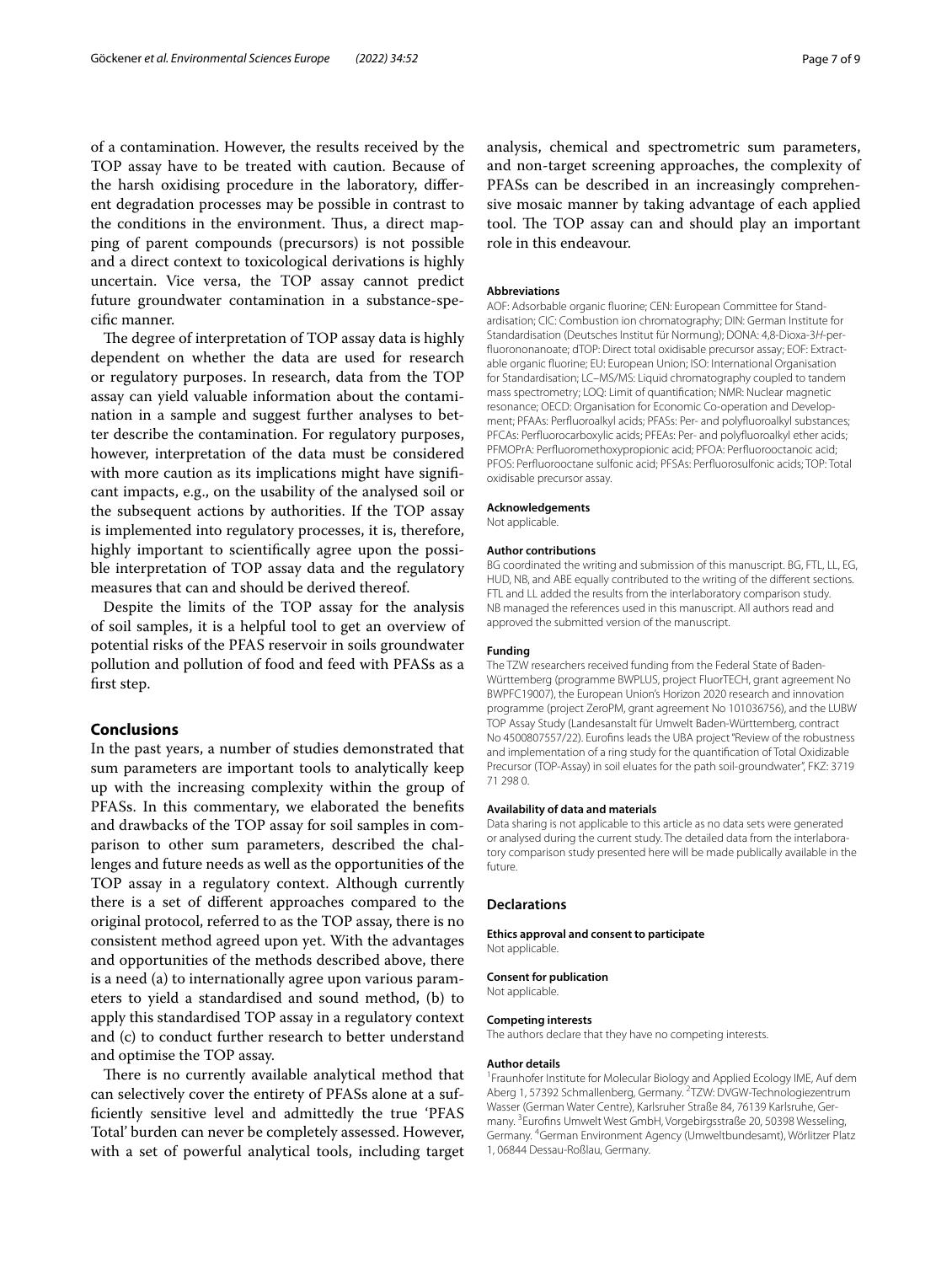of a contamination. However, the results received by the TOP assay have to be treated with caution. Because of the harsh oxidising procedure in the laboratory, different degradation processes may be possible in contrast to the conditions in the environment. Thus, a direct mapping of parent compounds (precursors) is not possible and a direct context to toxicological derivations is highly uncertain. Vice versa, the TOP assay cannot predict future groundwater contamination in a substance-specific manner.

The degree of interpretation of TOP assay data is highly dependent on whether the data are used for research or regulatory purposes. In research, data from the TOP assay can yield valuable information about the contamination in a sample and suggest further analyses to better describe the contamination. For regulatory purposes, however, interpretation of the data must be considered with more caution as its implications might have significant impacts, e.g., on the usability of the analysed soil or the subsequent actions by authorities. If the TOP assay is implemented into regulatory processes, it is, therefore, highly important to scientifically agree upon the possible interpretation of TOP assay data and the regulatory measures that can and should be derived thereof.

Despite the limits of the TOP assay for the analysis of soil samples, it is a helpful tool to get an overview of potential risks of the PFAS reservoir in soils groundwater pollution and pollution of food and feed with PFASs as a first step.

## Conclusions

In the past years, a number of studies demonstrated that sum parameters are important tools to analytically keep up with the increasing complexity within the group of PFASs. In this commentary, we elaborated the benefits and drawbacks of the TOP assay for soil samples in comparison to other sum parameters, described the challenges and future needs as well as the opportunities of the TOP assay in a regulatory context. Although currently there is a set of different approaches compared to the original protocol, referred to as the TOP assay, there is no consistent method agreed upon yet. With the advantages and opportunities of the methods described above, there is a need (a) to internationally agree upon various parameters to yield a standardised and sound method, (b) to apply this standardised TOP assay in a regulatory context and (c) to conduct further research to better understand and optimise the TOP assay.

There is no currently available analytical method that can selectively cover the entirety of PFASs alone at a sufficiently sensitive level and admittedly the true 'PFAS Total' burden can never be completely assessed. However, with a set of powerful analytical tools, including target analysis, chemical and spectrometric sum parameters, and non-target screening approaches, the complexity of PFASs can be described in an increasingly comprehensive mosaic manner by taking advantage of each applied tool. The TOP assay can and should play an important role in this endeavour.

#### Abbreviations

AOF: Adsorbable organic fluorine; CEN: European Committee for Standardisation; CIC: Combustion ion chromatography; DIN: German Institute for Standardisation (Deutsches Institut für Normung); DONA: 4,8-Dioxa-3*H*-perfluorononanoate; dTOP: Direct total oxidisable precursor assay; EOF: Extractable organic fluorine; EU: European Union; ISO: International Organisation for Standardisation; LC–MS/MS: Liquid chromatography coupled to tandem mass spectrometry; LOQ: Limit of quantification; NMR: Nuclear magnetic resonance; OECD: Organisation for Economic Co-operation and Development; PFAAs: Perfluoroalkyl acids; PFASs: Per- and polyfluoroalkyl substances; PFCAs: Perfluorocarboxylic acids; PFEAs: Per- and polyfluoroalkyl ether acids; PFMOPrA: Perfluoromethoxypropionic acid; PFOA: Perfluorooctanoic acid; PFOS: Perfluorooctane sulfonic acid; PFSAs: Perfluorosulfonic acids; TOP: Total oxidisable precursor assay.

#### Acknowledgements

Not applicable.

#### Author contributions

BG coordinated the writing and submission of this manuscript. BG, FTL, LL, EG, HUD, NB, and ABE equally contributed to the writing of the different sections. FTL and LL added the results from the interlaboratory comparison study. NB managed the references used in this manuscript. All authors read and approved the submitted version of the manuscript.

#### Funding

The TZW researchers received funding from the Federal State of Baden-Württemberg (programme BWPLUS, project FluorTECH, grant agreement No BWPFC19007), the European Union's Horizon 2020 research and innovation programme (project ZeroPM, grant agreement No 101036756), and the LUBW TOP Assay Study (Landesanstalt für Umwelt Baden-Württemberg, contract No 4500807557/22). Eurofins leads the UBA project "Review of the robustness and implementation of a ring study for the quantification of Total Oxidizable Precursor (TOP-Assay) in soil eluates for the path soil-groundwater", FKZ: 3719 71 298 0.

#### Availability of data and materials

Data sharing is not applicable to this article as no data sets were generated or analysed during the current study. The detailed data from the interlaboratory comparison study presented here will be made publically available in the future.

### Declarations

#### Ethics approval and consent to participate

Not applicable.

#### Consent for publication

Not applicable.

#### Competing interests

The authors declare that they have no competing interests.

#### Author details

[1]Fraunhofer Institute for Molecular Biology and Applied Ecology IME, Auf dem Aberg 1, 57392 Schmallenberg, Germany. [2]TZW: DVGW-Technologiezentrum Wasser (German Water Centre), Karlsruher Straße 84, 76139 Karlsruhe, Germany. [3]Eurofins Umwelt West GmbH, Vorgebirgsstraße 20, 50398 Wesseling, Germany. [4]German Environment Agency (Umweltbundesamt), Wörlitzer Platz 1, 06844 Dessau-Roßlau, Germany.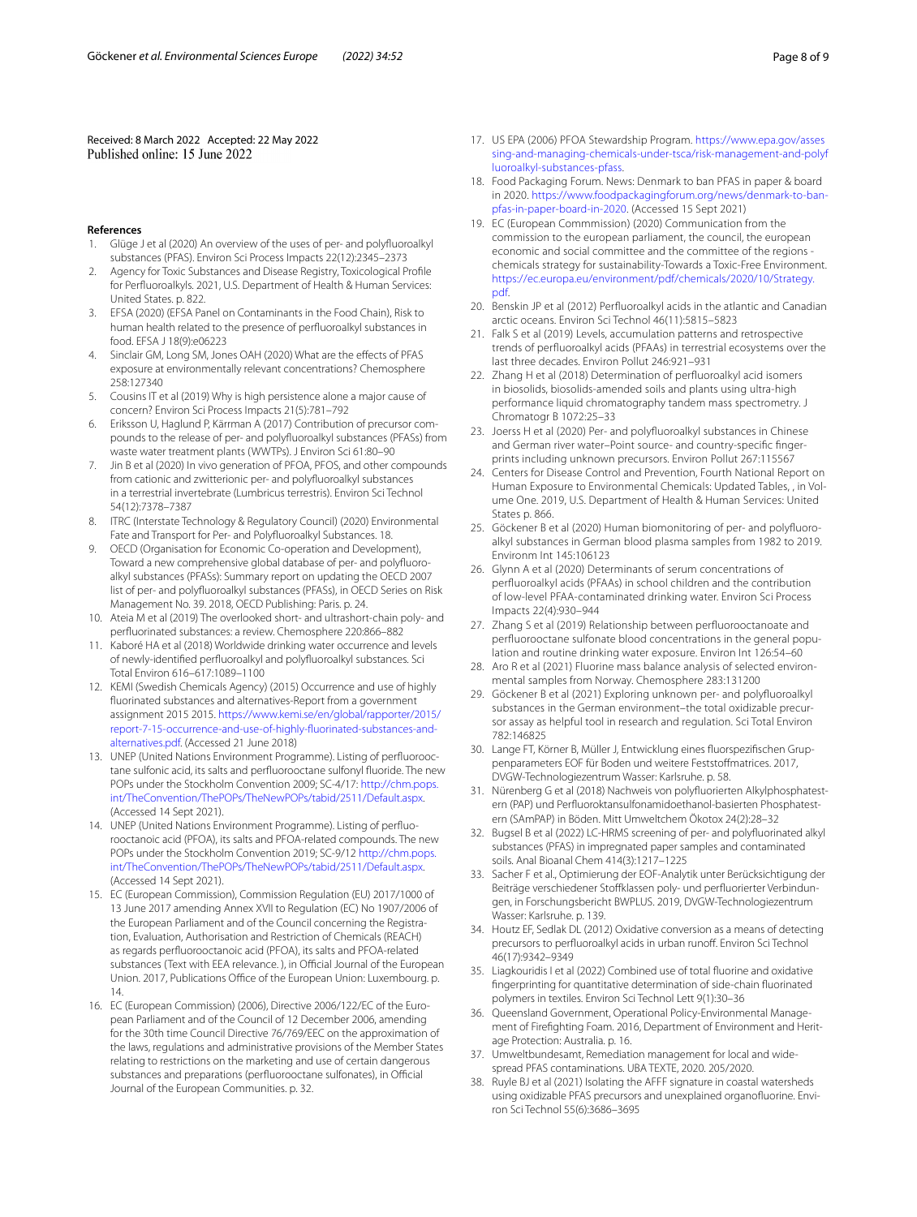Received: 8 March 2022 Accepted: 22 May 2022
Published online: 15 June 2022

## References

1. Glüge J et al (2020) An overview of the uses of per- and polyfluoroalkyl substances (PFAS). Environ Sci Process Impacts 22(12):2345–2373
2. Agency for Toxic Substances and Disease Registry, Toxicological Profile for Perfluoroalkyls. 2021, U.S. Department of Health & Human Services: United States. p. 822.
3. EFSA (2020) (EFSA Panel on Contaminants in the Food Chain), Risk to human health related to the presence of perfluoroalkyl substances in food. EFSA J 18(9):e06223
4. Sinclair GM, Long SM, Jones OAH (2020) What are the effects of PFAS exposure at environmentally relevant concentrations? Chemosphere 258:127340
5. Cousins IT et al (2019) Why is high persistence alone a major cause of concern? Environ Sci Process Impacts 21(5):781–792
6. Eriksson U, Haglund P, Kärrman A (2017) Contribution of precursor compounds to the release of per- and polyfluoroalkyl substances (PFASs) from waste water treatment plants (WWTPs). J Environ Sci 61:80–90
7. Jin B et al (2020) In vivo generation of PFOA, PFOS, and other compounds from cationic and zwitterionic per- and polyfluoroalkyl substances in a terrestrial invertebrate (Lumbricus terrestris). Environ Sci Technol 54(12):7378–7387
8. ITRC (Interstate Technology & Regulatory Council) (2020) Environmental Fate and Transport for Per- and Polyfluoroalkyl Substances. 18.
9. OECD (Organisation for Economic Co-operation and Development), Toward a new comprehensive global database of per- and polyfluoroalkyl substances (PFASs): Summary report on updating the OECD 2007 list of per- and polyfluoroalkyl substances (PFASs), in OECD Series on Risk Management No. 39. 2018, OECD Publishing: Paris. p. 24.
10. Ateia M et al (2019) The overlooked short- and ultrashort-chain poly- and perfluorinated substances: a review. Chemosphere 220:866–882
11. Kaboré HA et al (2018) Worldwide drinking water occurrence and levels of newly-identified perfluoroalkyl and polyfluoroalkyl substances. Sci Total Environ 616–617:1089–1100
12. KEMI (Swedish Chemicals Agency) (2015) Occurrence and use of highly fluorinated substances and alternatives-Report from a government assignment 2015 2015. https://www.kemi.se/en/global/rapporter/2015/report-7-15-occurrence-and-use-of-highly-fluorinated-substances-and-alternatives.pdf. (Accessed 21 June 2018)
13. UNEP (United Nations Environment Programme). Listing of perfluorooctane sulfonic acid, its salts and perfluorooctane sulfonyl fluoride. The new POPs under the Stockholm Convention 2009; SC-4/17: http://chm.pops.int/TheConvention/ThePOPs/TheNewPOPs/tabid/2511/Default.aspx. (Accessed 14 Sept 2021).
14. UNEP (United Nations Environment Programme). Listing of perfluorooctanoic acid (PFOA), its salts and PFOA-related compounds. The new POPs under the Stockholm Convention 2019; SC-9/12 http://chm.pops.int/TheConvention/ThePOPs/TheNewPOPs/tabid/2511/Default.aspx. (Accessed 14 Sept 2021).
15. EC (European Commission), Commission Regulation (EU) 2017/1000 of 13 June 2017 amending Annex XVII to Regulation (EC) No 1907/2006 of the European Parliament and of the Council concerning the Registration, Evaluation, Authorisation and Restriction of Chemicals (REACH) as regards perfluorooctanoic acid (PFOA), its salts and PFOA-related substances (Text with EEA relevance. ), in Official Journal of the European Union. 2017, Publications Office of the European Union: Luxembourg. p. 14.
16. EC (European Commission) (2006), Directive 2006/122/EC of the European Parliament and of the Council of 12 December 2006, amending for the 30th time Council Directive 76/769/EEC on the approximation of the laws, regulations and administrative provisions of the Member States relating to restrictions on the marketing and use of certain dangerous substances and preparations (perfluorooctane sulfonates), in Official Journal of the European Communities. p. 32.
17. US EPA (2006) PFOA Stewardship Program. https://www.epa.gov/assessing-and-managing-chemicals-under-tsca/risk-management-and-polyfluoroalkyl-substances-pfass.
18. Food Packaging Forum. News: Denmark to ban PFAS in paper & board in 2020. https://www.foodpackagingforum.org/news/denmark-to-ban-pfas-in-paper-board-in-2020. (Accessed 15 Sept 2021)
19. EC (European Commmission) (2020) Communication from the commission to the european parliament, the council, the european economic and social committee and the committee of the regions - chemicals strategy for sustainability-Towards a Toxic-Free Environment. https://ec.europa.eu/environment/pdf/chemicals/2020/10/Strategy.pdf.
20. Benskin JP et al (2012) Perfluoroalkyl acids in the atlantic and Canadian arctic oceans. Environ Sci Technol 46(11):5815–5823
21. Falk S et al (2019) Levels, accumulation patterns and retrospective trends of perfluoroalkyl acids (PFAAs) in terrestrial ecosystems over the last three decades. Environ Pollut 246:921–931
22. Zhang H et al (2018) Determination of perfluoroalkyl acid isomers in biosolids, biosolids-amended soils and plants using ultra-high performance liquid chromatography tandem mass spectrometry. J Chromatogr B 1072:25–33
23. Joerss H et al (2020) Per- and polyfluoroalkyl substances in Chinese and German river water–Point source- and country-specific fingerprints including unknown precursors. Environ Pollut 267:115567
24. Centers for Disease Control and Prevention, Fourth National Report on Human Exposure to Environmental Chemicals: Updated Tables, , in Volume One. 2019, U.S. Department of Health & Human Services: United States p. 866.
25. Göckener B et al (2020) Human biomonitoring of per- and polyfluoroalkyl substances in German blood plasma samples from 1982 to 2019. Environm Int 145:106123
26. Glynn A et al (2020) Determinants of serum concentrations of perfluoroalkyl acids (PFAAs) in school children and the contribution of low-level PFAA-contaminated drinking water. Environ Sci Process Impacts 22(4):930–944
27. Zhang S et al (2019) Relationship between perfluorooctanoate and perfluorooctane sulfonate blood concentrations in the general population and routine drinking water exposure. Environ Int 126:54–60
28. Aro R et al (2021) Fluorine mass balance analysis of selected environmental samples from Norway. Chemosphere 283:131200
29. Göckener B et al (2021) Exploring unknown per- and polyfluoroalkyl substances in the German environment–the total oxidizable precursor assay as helpful tool in research and regulation. Sci Total Environ 782:146825
30. Lange FT, Körner B, Müller J, Entwicklung eines fluorspezifischen Gruppenparameters EOF für Boden und weitere Feststoffmatrices. 2017, DVGW-Technologiezentrum Wasser: Karlsruhe. p. 58.
31. Nürenberg G et al (2018) Nachweis von polyfluorierten Alkylphosphatestern (PAP) und Perfluoroktansulfonamidoethanol-basierten Phosphatestern (SAmPAP) in Böden. Mitt Umweltchem Ökotox 24(2):28–32
32. Bugsel B et al (2022) LC-HRMS screening of per- and polyfluorinated alkyl substances (PFAS) in impregnated paper samples and contaminated soils. Anal Bioanal Chem 414(3):1217–1225
33. Sacher F et al., Optimierung der EOF-Analytik unter Berücksichtigung der Beiträge verschiedener Stoffklassen poly- und perfluorierter Verbindungen, in Forschungsbericht BWPLUS. 2019, DVGW-Technologiezentrum Wasser: Karlsruhe. p. 139.
34. Houtz EF, Sedlak DL (2012) Oxidative conversion as a means of detecting precursors to perfluoroalkyl acids in urban runoff. Environ Sci Technol 46(17):9342–9349
35. Liagkouridis I et al (2022) Combined use of total fluorine and oxidative fingerprinting for quantitative determination of side-chain fluorinated polymers in textiles. Environ Sci Technol Lett 9(1):30–36
36. Queensland Government, Operational Policy-Environmental Management of Firefighting Foam. 2016, Department of Environment and Heritage Protection: Australia. p. 16.
37. Umweltbundesamt, Remediation management for local and widespread PFAS contaminations. UBA TEXTE, 2020. 205/2020.
38. Ruyle BJ et al (2021) Isolating the AFFF signature in coastal watersheds using oxidizable PFAS precursors and unexplained organofluorine. Environ Sci Technol 55(6):3686–3695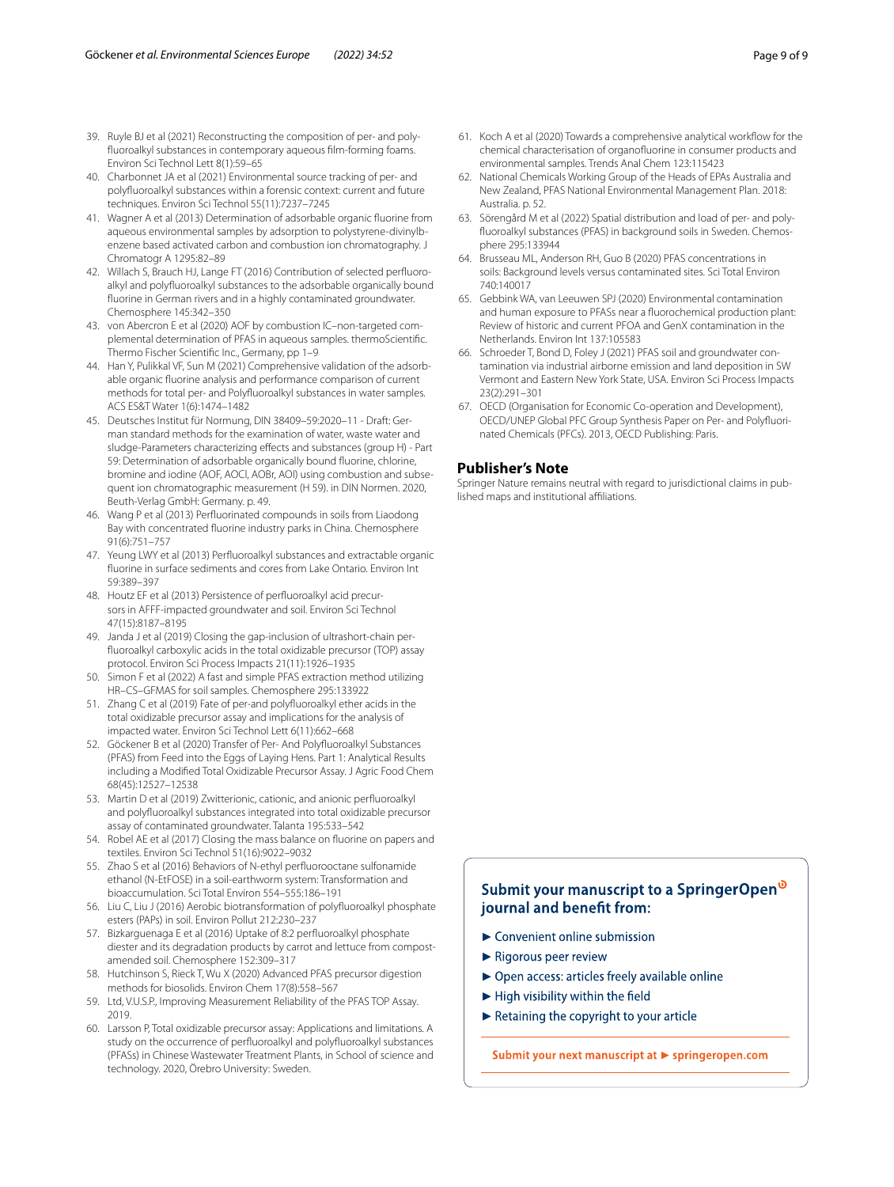39. Ruyle BJ et al (2021) Reconstructing the composition of per- and polyfluoroalkyl substances in contemporary aqueous film-forming foams. Environ Sci Technol Lett 8(1):59–65
40. Charbonnet JA et al (2021) Environmental source tracking of per- and polyfluoroalkyl substances within a forensic context: current and future techniques. Environ Sci Technol 55(11):7237–7245
41. Wagner A et al (2013) Determination of adsorbable organic fluorine from aqueous environmental samples by adsorption to polystyrene-divinylbenzene based activated carbon and combustion ion chromatography. J Chromatogr A 1295:82–89
42. Willach S, Brauch HJ, Lange FT (2016) Contribution of selected perfluoroalkyl and polyfluoroalkyl substances to the adsorbable organically bound fluorine in German rivers and in a highly contaminated groundwater. Chemosphere 145:342–350
43. von Abercron E et al (2020) AOF by combustion IC–non-targeted complemental determination of PFAS in aqueous samples. thermoScientific. Thermo Fischer Scientific Inc., Germany, pp 1–9
44. Han Y, Pulikkal VF, Sun M (2021) Comprehensive validation of the adsorbable organic fluorine analysis and performance comparison of current methods for total per- and Polyfluoroalkyl substances in water samples. ACS ES&T Water 1(6):1474–1482
45. Deutsches Institut für Normung, DIN 38409–59:2020–11 - Draft: German standard methods for the examination of water, waste water and sludge-Parameters characterizing effects and substances (group H) - Part 59: Determination of adsorbable organically bound fluorine, chlorine, bromine and iodine (AOF, AOCl, AOBr, AOI) using combustion and subsequent ion chromatographic measurement (H 59). in DIN Normen. 2020, Beuth-Verlag GmbH: Germany. p. 49.
46. Wang P et al (2013) Perfluorinated compounds in soils from Liaodong Bay with concentrated fluorine industry parks in China. Chemosphere 91(6):751–757
47. Yeung LWY et al (2013) Perfluoroalkyl substances and extractable organic fluorine in surface sediments and cores from Lake Ontario. Environ Int 59:389–397
48. Houtz EF et al (2013) Persistence of perfluoroalkyl acid precursors in AFFF-impacted groundwater and soil. Environ Sci Technol 47(15):8187–8195
49. Janda J et al (2019) Closing the gap-inclusion of ultrashort-chain perfluoroalkyl carboxylic acids in the total oxidizable precursor (TOP) assay protocol. Environ Sci Process Impacts 21(11):1926–1935
50. Simon F et al (2022) A fast and simple PFAS extraction method utilizing HR–CS–GFMAS for soil samples. Chemosphere 295:133922
51. Zhang C et al (2019) Fate of per-and polyfluoroalkyl ether acids in the total oxidizable precursor assay and implications for the analysis of impacted water. Environ Sci Technol Lett 6(11):662–668
52. Göckener B et al (2020) Transfer of Per- And Polyfluoroalkyl Substances (PFAS) from Feed into the Eggs of Laying Hens. Part 1: Analytical Results including a Modified Total Oxidizable Precursor Assay. J Agric Food Chem 68(45):12527–12538
53. Martin D et al (2019) Zwitterionic, cationic, and anionic perfluoroalkyl and polyfluoroalkyl substances integrated into total oxidizable precursor assay of contaminated groundwater. Talanta 195:533–542
54. Robel AE et al (2017) Closing the mass balance on fluorine on papers and textiles. Environ Sci Technol 51(16):9022–9032
55. Zhao S et al (2016) Behaviors of N-ethyl perfluorooctane sulfonamide ethanol (N-EtFOSE) in a soil-earthworm system: Transformation and bioaccumulation. Sci Total Environ 554–555:186–191
56. Liu C, Liu J (2016) Aerobic biotransformation of polyfluoroalkyl phosphate esters (PAPs) in soil. Environ Pollut 212:230–237
57. Bizkarguenaga E et al (2016) Uptake of 8:2 perfluoroalkyl phosphate diester and its degradation products by carrot and lettuce from compost-amended soil. Chemosphere 152:309–317
58. Hutchinson S, Rieck T, Wu X (2020) Advanced PFAS precursor digestion methods for biosolids. Environ Chem 17(8):558–567
59. Ltd, V.U.S.P., Improving Measurement Reliability of the PFAS TOP Assay. 2019.
60. Larsson P, Total oxidizable precursor assay: Applications and limitations. A study on the occurrence of perfluoroalkyl and polyfluoroalkyl substances (PFASs) in Chinese Wastewater Treatment Plants, in School of science and technology. 2020, Örebro University: Sweden.
61. Koch A et al (2020) Towards a comprehensive analytical workflow for the chemical characterisation of organofluorine in consumer products and environmental samples. Trends Anal Chem 123:115423
62. National Chemicals Working Group of the Heads of EPAs Australia and New Zealand, PFAS National Environmental Management Plan. 2018: Australia. p. 52.
63. Sörengård M et al (2022) Spatial distribution and load of per- and polyfluoroalkyl substances (PFAS) in background soils in Sweden. Chemosphere 295:133944
64. Brusseau ML, Anderson RH, Guo B (2020) PFAS concentrations in soils: Background levels versus contaminated sites. Sci Total Environ 740:140017
65. Gebbink WA, van Leeuwen SPJ (2020) Environmental contamination and human exposure to PFASs near a fluorochemical production plant: Review of historic and current PFOA and GenX contamination in the Netherlands. Environ Int 137:105583
66. Schroeder T, Bond D, Foley J (2021) PFAS soil and groundwater contamination via industrial airborne emission and land deposition in SW Vermont and Eastern New York State, USA. Environ Sci Process Impacts 23(2):291–301
67. OECD (Organisation for Economic Co-operation and Development), OECD/UNEP Global PFC Group Synthesis Paper on Per- and Polyfluorinated Chemicals (PFCs). 2013, OECD Publishing: Paris.

## Publisher's Note

Springer Nature remains neutral with regard to jurisdictional claims in published maps and institutional affiliations.

**Submit your manuscript to a SpringerOpen journal and benefit from:**

- ► Convenient online submission
- ► Rigorous peer review
- ► Open access: articles freely available online
- ► High visibility within the field
- ► Retaining the copyright to your article

**Submit your next manuscript at ► springeropen.com**